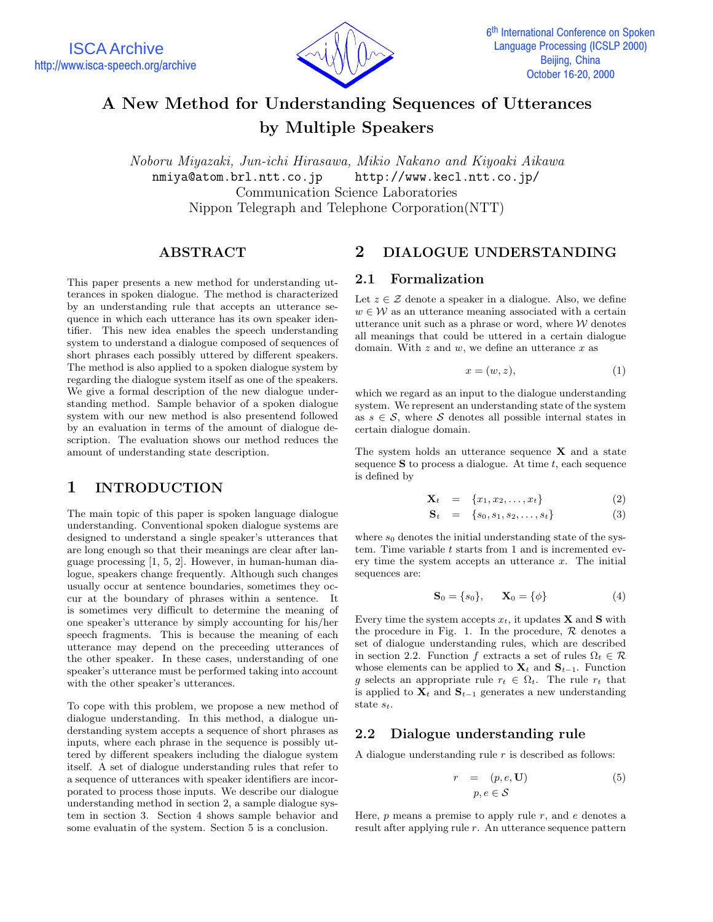# A New Method for Understanding Sequences of Utterances by Multiple Speakers

*Noboru Miyazaki, Jun-ichi Hirasawa, Mikio Nakano and Kiyoaki Aikawa*

nmiya@atom.brl.ntt.co.jp    http://www.kecl.ntt.co.jp/

Communication Science Laboratories

Nippon Telegraph and Telephone Corporation(NTT)

## ABSTRACT

This paper presents a new method for understanding utterances in spoken dialogue. The method is characterized by an understanding rule that accepts an utterance sequence in which each utterance has its own speaker identifier. This new idea enables the speech understanding system to understand a dialogue composed of sequences of short phrases each possibly uttered by different speakers. The method is also applied to a spoken dialogue system by regarding the dialogue system itself as one of the speakers. We give a formal description of the new dialogue understanding method. Sample behavior of a spoken dialogue system with our new method is also presentend followed by an evaluation in terms of the amount of dialogue description. The evaluation shows our method reduces the amount of understanding state description.

## 1 INTRODUCTION

The main topic of this paper is spoken language dialogue understanding. Conventional spoken dialogue systems are designed to understand a single speaker's utterances that are long enough so that their meanings are clear after language processing [1, 5, 2]. However, in human-human dialogue, speakers change frequently. Although such changes usually occur at sentence boundaries, sometimes they occur at the boundary of phrases within a sentence. It is sometimes very difficult to determine the meaning of one speaker's utterance by simply accounting for his/her speech fragments. This is because the meaning of each utterance may depend on the preceeding utterances of the other speaker. In these cases, understanding of one speaker's utterance must be performed taking into account with the other speaker's utterances.

To cope with this problem, we propose a new method of dialogue understanding. In this method, a dialogue understanding system accepts a sequence of short phrases as inputs, where each phrase in the sequence is possibly uttered by different speakers including the dialogue system itself. A set of dialogue understanding rules that refer to a sequence of utterances with speaker identifiers are incorporated to process those inputs. We describe our dialogue understanding method in section 2, a sample dialogue system in section 3. Section 4 shows sample behavior and some evaluatin of the system. Section 5 is a conclusion.

## 2 DIALOGUE UNDERSTANDING

### 2.1 Formalization

Let $z \in \mathcal{Z}$ denote a speaker in a dialogue. Also, we define $w \in \mathcal{W}$ as an utterance meaning associated with a certain utterance unit such as a phrase or word, where $\mathcal{W}$ denotes all meanings that could be uttered in a certain dialogue domain. With $z$ and $w$, we define an utterance $x$ as

$$x = (w, z), \tag{1}$$

which we regard as an input to the dialogue understanding system. We represent an understanding state of the system as $s \in \mathcal{S}$, where $\mathcal{S}$ denotes all possible internal states in certain dialogue domain.

The system holds an utterance sequence $\mathbf{X}$ and a state sequence $\mathbf{S}$ to process a dialogue. At time $t$, each sequence is defined by

$$\mathbf{X}_t = \{x_1, x_2, \ldots, x_t\} \tag{2}$$

$$\mathbf{S}_t = \{s_0, s_1, s_2, \ldots, s_t\} \tag{3}$$

where $s_0$ denotes the initial understanding state of the system. Time variable $t$ starts from 1 and is incremented every time the system accepts an utterance $x$. The initial sequences are:

$$\mathbf{S}_0 = \{s_0\}, \qquad \mathbf{X}_0 = \{\phi\} \tag{4}$$

Every time the system accepts $x_t$, it updates $\mathbf{X}$ and $\mathbf{S}$ with the procedure in Fig. 1. In the procedure, $\mathcal{R}$ denotes a set of dialogue understanding rules, which are described in section 2.2. Function $f$ extracts a set of rules $\Omega_t \in \mathcal{R}$ whose elements can be applied to $\mathbf{X}_t$ and $\mathbf{S}_{t-1}$. Function $g$ selects an appropriate rule $r_t \in \Omega_t$. The rule $r_t$ that is applied to $\mathbf{X}_t$ and $\mathbf{S}_{t-1}$ generates a new understanding state $s_t$.

### 2.2 Dialogue understanding rule

A dialogue understanding rule $r$ is described as follows:

$$r = (p, e, \mathbf{U}) \qquad p, e \in \mathcal{S} \tag{5}$$

Here, $p$ means a premise to apply rule $r$, and $e$ denotes a result after applying rule $r$. An utterance sequence pattern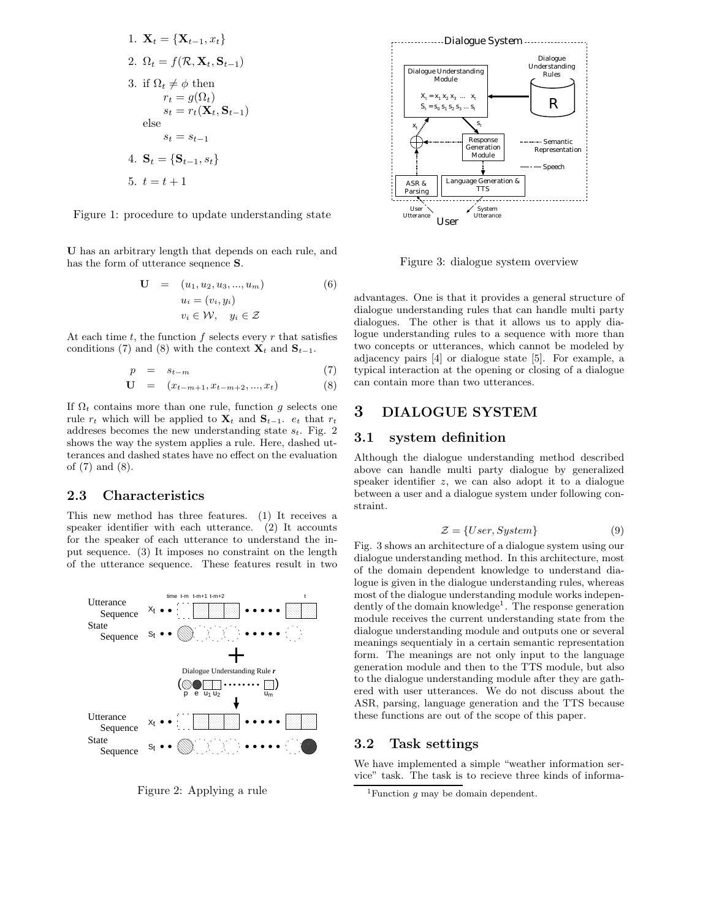1. $\mathbf{X}_t = \{\mathbf{X}_{t-1}, x_t\}$
2. $\Omega_t = f(\mathcal{R}, \mathbf{X}_t, \mathbf{S}_{t-1})$
3. if $\Omega_t \neq \phi$ then
   $r_t = g(\Omega_t)$
   $s_t = r_t(\mathbf{X}_t, \mathbf{S}_{t-1})$
   else
   $s_t = s_{t-1}$
4. $\mathbf{S}_t = \{\mathbf{S}_{t-1}, s_t\}$
5. $t = t + 1$

Figure 1: procedure to update understanding state

**U** has an arbitrary length that depends on each rule, and has the form of utterance seqnence **S**.

$$\begin{aligned} \mathbf{U} &= (u_1, u_2, u_3, ..., u_m) \qquad (6) \\ & u_i = (v_i, y_i) \\ & v_i \in \mathcal{W}, \quad y_i \in \mathcal{Z} \end{aligned}$$

At each time $t$, the function $f$ selects every $r$ that satisfies conditions (7) and (8) with the context $\mathbf{X}_t$ and $\mathbf{S}_{t-1}$.

$$p = s_{t-m} \qquad (7)$$

$$\mathbf{U} = (x_{t-m+1}, x_{t-m+2}, ..., x_t) \qquad (8)$$

If $\Omega_t$ contains more than one rule, function $g$ selects one rule $r_t$ which will be applied to $\mathbf{X}_t$ and $\mathbf{S}_{t-1}$. $e_t$ that $r_t$ addreses becomes the new understanding state $s_t$. Fig. 2 shows the way the system applies a rule. Here, dashed utterances and dashed states have no effect on the evaluation of (7) and (8).

## 2.3 Characteristics

This new method has three features. (1) It receives a speaker identifier with each utterance. (2) It accounts for the speaker of each utterance to understand the input sequence. (3) It imposes no constraint on the length of the utterance sequence. These features result in two advantages. One is that it provides a general structure of dialogue understanding rules that can handle multi party dialogues. The other is that it allows us to apply dialogue understanding rules to a sequence with more than two concepts or utterances, which cannot be modeled by adjacency pairs [4] or dialogue state [5]. For example, a typical interaction at the opening or closing of a dialogue can contain more than two utterances.

Figure 2: Applying a rule

Figure 3: dialogue system overview

# 3 DIALOGUE SYSTEM

## 3.1 system definition

Although the dialogue understanding method described above can handle multi party dialogue by generalized speaker identifier $z$, we can also adopt it to a dialogue between a user and a dialogue system under following constraint.

$$\mathcal{Z} = \{User, System\} \qquad (9)$$

Fig. 3 shows an architecture of a dialogue system using our dialogue understanding method. In this architecture, most of the domain dependent knowledge to understand dialogue is given in the dialogue understanding rules, whereas most of the dialogue understanding module works independently of the domain knowledge[1]. The response generation module receives the current understanding state from the dialogue understanding module and outputs one or several meanings sequentialy in a certain semantic representation form. The meanings are not only input to the language generation module and then to the TTS module, but also to the dialogue understanding module after they are gathered with user utterances. We do not discuss about the ASR, parsing, language generation and the TTS because these functions are out of the scope of this paper.

## 3.2 Task settings

We have implemented a simple "weather information service" task. The task is to recieve three kinds of informa-

[1]Function $g$ may be domain dependent.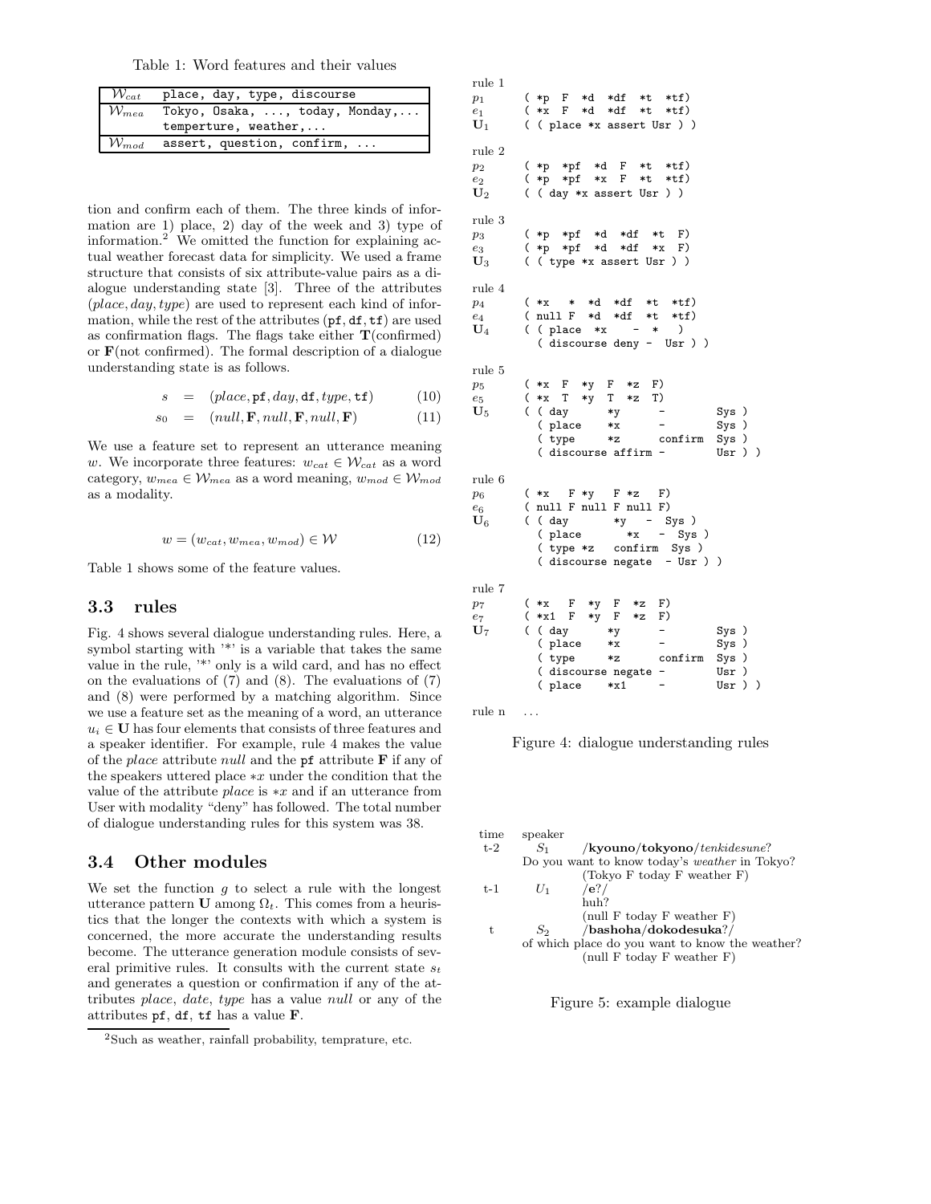Table 1: Word features and their values

| | |
|---|---|
| $\mathcal{W}_{cat}$ | place, day, type, discourse |
| $\mathcal{W}_{mea}$ | Tokyo, Osaka, ..., today, Monday,... temperture, weather,... |
| $\mathcal{W}_{mod}$ | assert, question, confirm, ... |

tion and confirm each of them. The three kinds of information are 1) place, 2) day of the week and 3) type of information.[2] We omitted the function for explaining actual weather forecast data for simplicity. We used a frame structure that consists of six attribute-value pairs as a dialogue understanding state [3]. Three of the attributes ($place, day, type$) are used to represent each kind of information, while the rest of the attributes (pf, df, tf) are used as confirmation flags. The flags take either **T**(confirmed) or **F**(not confirmed). The formal description of a dialogue understanding state is as follows.

$$s = (place, \texttt{pf}, day, \texttt{df}, type, \texttt{tf}) \tag{10}$$

$$s_0 = (null, \mathbf{F}, null, \mathbf{F}, null, \mathbf{F}) \tag{11}$$

We use a feature set to represent an utterance meaning $w$. We incorporate three features: $w_{cat} \in \mathcal{W}_{cat}$ as a word category, $w_{mea} \in \mathcal{W}_{mea}$ as a word meaning, $w_{mod} \in \mathcal{W}_{mod}$ as a modality.

$$w = (w_{cat}, w_{mea}, w_{mod}) \in \mathcal{W} \tag{12}$$

Table 1 shows some of the feature values.

## 3.3 rules

Fig. 4 shows several dialogue understanding rules. Here, a symbol starting with '*' is a variable that takes the same value in the rule, '*' only is a wild card, and has no effect on the evaluations of (7) and (8). The evaluations of (7) and (8) were performed by a matching algorithm. Since we use a feature set as the meaning of a word, an utterance $u_i \in \mathbf{U}$ has four elements that consists of three features and a speaker identifier. For example, rule 4 makes the value of the $place$ attribute $null$ and the pf attribute **F** if any of the speakers uttered place $*x$ under the condition that the value of the attribute $place$ is $*x$ and if an utterance from User with modality "deny" has followed. The total number of dialogue understanding rules for this system was 38.

## 3.4 Other modules

We set the function $g$ to select a rule with the longest utterance pattern **U** among $\Omega_t$. This comes from a heuristics that the longer the contexts with which a system is concerned, the more accurate the understanding results become. The utterance generation module consists of several primitive rules. It consults with the current state $s_t$ and generates a question or confirmation if any of the attributes $place$, $date$, $type$ has a value $null$ or any of the attributes pf, df, tf has a value **F**.

[2] Such as weather, rainfall probability, temprature, etc.

```
rule 1
p1    ( *p  F  *d  *df  *t  *tf)
e1    ( *x  F  *d  *df  *t  *tf)
U1    ( ( place *x assert Usr ) )

rule 2
p2    ( *p  *pf  *d  F  *t  *tf)
e2    ( *p  *pf  *x  F  *t  *tf)
U2    ( ( day *x assert Usr ) )

rule 3
p3    ( *p  *pf  *d  *df  *t  F)
e3    ( *p  *pf  *d  *df  *x  F)
U3    ( ( type *x assert Usr ) )

rule 4
p4    ( *x   *  *d  *df  *t  *tf)
e4    ( null F  *d  *df  *t  *tf)
U4    ( ( place  *x     -  *   )
        ( discourse deny -  Usr ) )

rule 5
p5    ( *x  F  *y  F  *z  F)
e5    ( *x  T  *y  T  *z  T)
U5    ( ( day       *y      -        Sys )
        ( place     *x      -        Sys )
        ( type      *z      confirm  Sys )
        ( discourse affirm -         Usr ) )

rule 6
p6    ( *x   F *y   F *z   F)
e6    ( null F null F null F)
U6    ( ( day       *y   -  Sys )
        ( place       *x   -  Sys )
        ( type *z   confirm  Sys )
        ( discourse negate  - Usr ) )

rule 7
p7    ( *x   F  *y  F  *z  F)
e7    ( *x1  F  *y  F  *z  F)
U7    ( ( day       *y      -        Sys )
        ( place     *x      -        Sys )
        ( type      *z      confirm  Sys )
        ( discourse negate -         Usr )
        ( place     *x1     -        Usr ) )

rule n   ...
```

Figure 4: dialogue understanding rules

| time | speaker | |
|---|---|---|
| t-2 | $S_1$ | /**kyouno**/**tokyono**/*tenkidesune*? |
| | | Do you want to know today's *weather* in Tokyo? |
| | | (Tokyo F today F weather F) |
| t-1 | $U_1$ | /**e**?/ |
| | | huh? |
| | | (null F today F weather F) |
| t | $S_2$ | /**bashoha**/**dokodesuka**?/ |
| | | of which place do you want to know the weather? |
| | | (null F today F weather F) |

Figure 5: example dialogue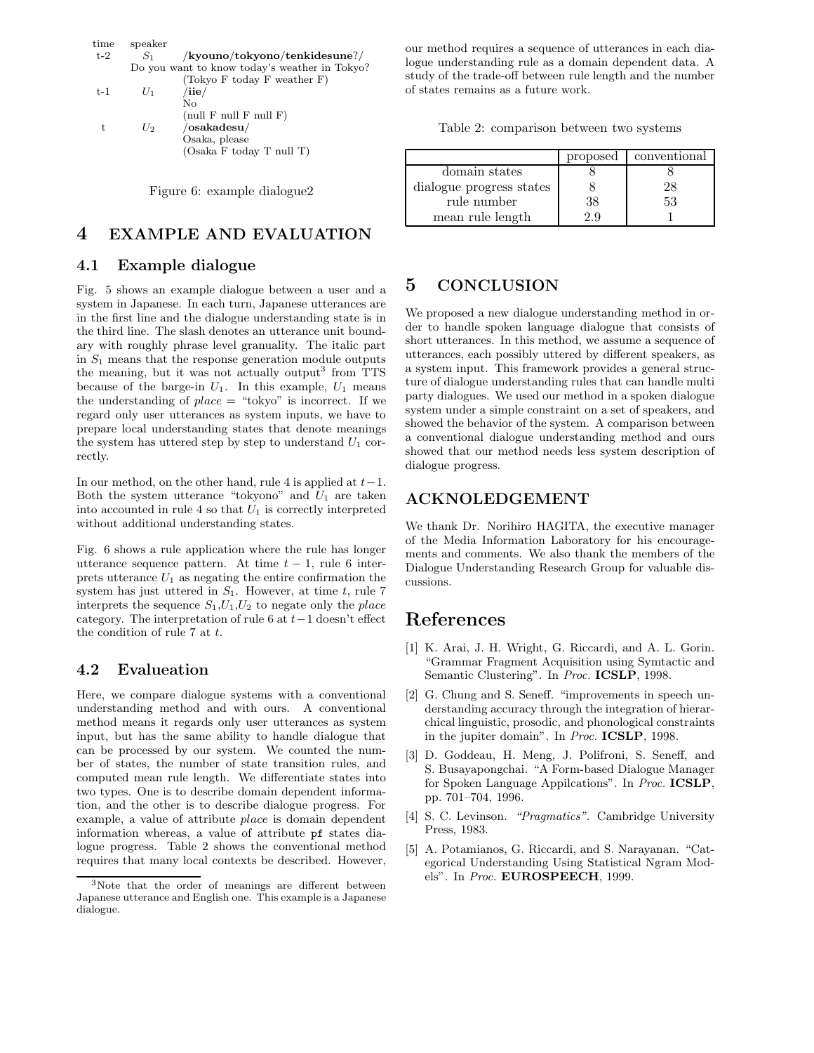| time | speaker | |
|---|---|---|
| t-2 | $S_1$ | **/kyouno/tokyono/tenkidesune**?/ |
| | | Do you want to know today's weather in Tokyo? |
| | | (Tokyo F today F weather F) |
| t-1 | $U_1$ | **/iie/** |
| | | No |
| | | (null F null F null F) |
| t | $U_2$ | **/osakadesu/** |
| | | Osaka, please |
| | | (Osaka F today T null T) |

Figure 6: example dialogue2

## 4 EXAMPLE AND EVALUATION

### 4.1 Example dialogue

Fig. 5 shows an example dialogue between a user and a system in Japanese. In each turn, Japanese utterances are in the first line and the dialogue understanding state is in the third line. The slash denotes an utterance unit boundary with roughly phrase level granuality. The italic part in $S_1$ means that the response generation module outputs the meaning, but it was not actually output[3] from TTS because of the barge-in $U_1$. In this example, $U_1$ means the understanding of *place* = "tokyo" is incorrect. If we regard only user utterances as system inputs, we have to prepare local understanding states that denote meanings the system has uttered step by step to understand $U_1$ correctly.

In our method, on the other hand, rule 4 is applied at $t-1$. Both the system utterance "tokyono" and $U_1$ are taken into accounted in rule 4 so that $U_1$ is correctly interpreted without additional understanding states.

Fig. 6 shows a rule application where the rule has longer utterance sequence pattern. At time $t-1$, rule 6 interprets utterance $U_1$ as negating the entire confirmation the system has just uttered in $S_1$. However, at time $t$, rule 7 interprets the sequence $S_1$,$U_1$,$U_2$ to negate only the *place* category. The interpretation of rule 6 at $t-1$ doesn't effect the condition of rule 7 at $t$.

### 4.2 Evalueation

Here, we compare dialogue systems with a conventional understanding method and with ours. A conventional method means it regards only user utterances as system input, but has the same ability to handle dialogue that can be processed by our system. We counted the number of states, the number of state transition rules, and computed mean rule length. We differentiate states into two types. One is to describe domain dependent information, and the other is to describe dialogue progress. For example, a value of attribute *place* is domain dependent information whereas, a value of attribute `pf` states dialogue progress. Table 2 shows the conventional method requires that many local contexts be described. However, our method requires a sequence of utterances in each dialogue understanding rule as a domain dependent data. A study of the trade-off between rule length and the number of states remains as a future work.

[3]Note that the order of meanings are different between Japanese utterance and English one. This example is a Japanese dialogue.

Table 2: comparison between two systems

| | proposed | conventional |
|---|---|---|
| domain states | 8 | 8 |
| dialogue progress states | 8 | 28 |
| rule number | 38 | 53 |
| mean rule length | 2.9 | 1 |

## 5 CONCLUSION

We proposed a new dialogue understanding method in order to handle spoken language dialogue that consists of short utterances. In this method, we assume a sequence of utterances, each possibly uttered by different speakers, as a system input. This framework provides a general structure of dialogue understanding rules that can handle multi party dialogues. We used our method in a spoken dialogue system under a simple constraint on a set of speakers, and showed the behavior of the system. A comparison between a conventional dialogue understanding method and ours showed that our method needs less system description of dialogue progress.

## ACKNOLEDGEMENT

We thank Dr. Norihiro HAGITA, the executive manager of the Media Information Laboratory for his encouragements and comments. We also thank the members of the Dialogue Understanding Research Group for valuable discussions.

# References

[1] K. Arai, J. H. Wright, G. Riccardi, and A. L. Gorin. "Grammar Fragment Acquisition using Symtactic and Semantic Clustering". In *Proc.* **ICSLP**, 1998.

[2] G. Chung and S. Seneff. "improvements in speech understanding accuracy through the integration of hierarchical linguistic, prosodic, and phonological constraints in the jupiter domain". In *Proc.* **ICSLP**, 1998.

[3] D. Goddeau, H. Meng, J. Polifroni, S. Seneff, and S. Busayapongchai. "A Form-based Dialogue Manager for Spoken Language Appilcations". In *Proc.* **ICSLP**, pp. 701–704, 1996.

[4] S. C. Levinson. *"Pragmatics"*. Cambridge University Press, 1983.

[5] A. Potamianos, G. Riccardi, and S. Narayanan. "Categorical Understanding Using Statistical Ngram Models". In *Proc.* **EUROSPEECH**, 1999.